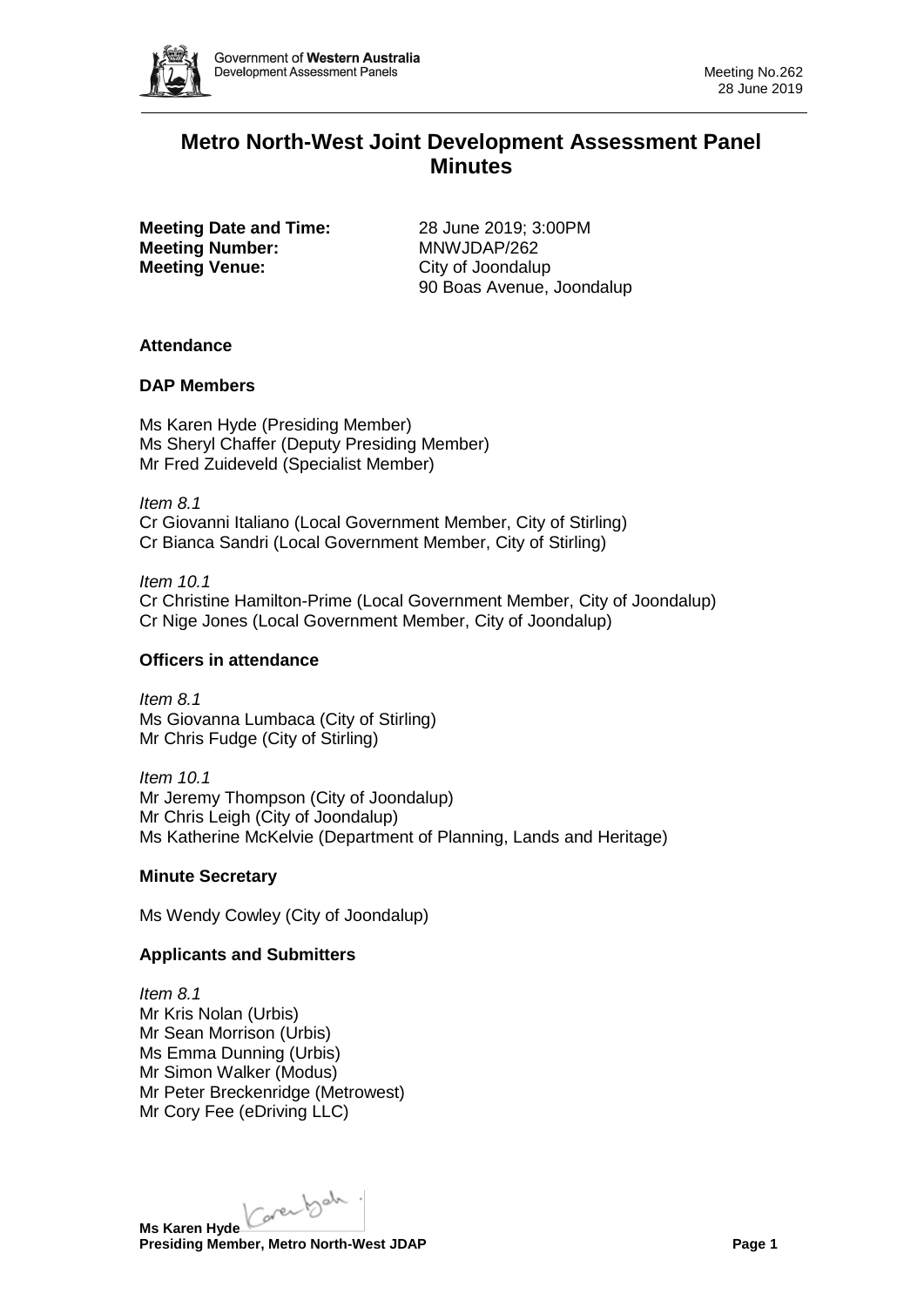# Metro North-West Joint Development Assessment Panel Minutes

**Meeting Date and Time:** 28 June 2019; 3:00PM
**Meeting Number:** MNWJDAP/262
**Meeting Venue:** City of Joondalup
90 Boas Avenue, Joondalup

### Attendance

### DAP Members

Ms Karen Hyde (Presiding Member)
Ms Sheryl Chaffer (Deputy Presiding Member)
Mr Fred Zuideveld (Specialist Member)

*Item 8.1*
Cr Giovanni Italiano (Local Government Member, City of Stirling)
Cr Bianca Sandri (Local Government Member, City of Stirling)

*Item 10.1*
Cr Christine Hamilton-Prime (Local Government Member, City of Joondalup)
Cr Nige Jones (Local Government Member, City of Joondalup)

### Officers in attendance

*Item 8.1*
Ms Giovanna Lumbaca (City of Stirling)
Mr Chris Fudge (City of Stirling)

*Item 10.1*
Mr Jeremy Thompson (City of Joondalup)
Mr Chris Leigh (City of Joondalup)
Ms Katherine McKelvie (Department of Planning, Lands and Heritage)

### Minute Secretary

Ms Wendy Cowley (City of Joondalup)

### Applicants and Submitters

*Item 8.1*
Mr Kris Nolan (Urbis)
Mr Sean Morrison (Urbis)
Ms Emma Dunning (Urbis)
Mr Simon Walker (Modus)
Mr Peter Breckenridge (Metrowest)
Mr Cory Fee (eDriving LLC)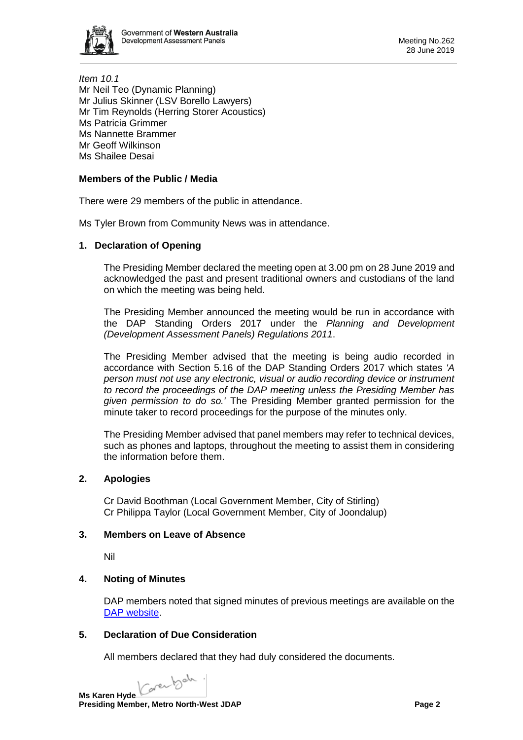*Item 10.1*
Mr Neil Teo (Dynamic Planning)
Mr Julius Skinner (LSV Borello Lawyers)
Mr Tim Reynolds (Herring Storer Acoustics)
Ms Patricia Grimmer
Ms Nannette Brammer
Mr Geoff Wilkinson
Ms Shailee Desai

**Members of the Public / Media**

There were 29 members of the public in attendance.

Ms Tyler Brown from Community News was in attendance.

## 1. Declaration of Opening

The Presiding Member declared the meeting open at 3.00 pm on 28 June 2019 and acknowledged the past and present traditional owners and custodians of the land on which the meeting was being held.

The Presiding Member announced the meeting would be run in accordance with the DAP Standing Orders 2017 under the *Planning and Development (Development Assessment Panels) Regulations 2011*.

The Presiding Member advised that the meeting is being audio recorded in accordance with Section 5.16 of the DAP Standing Orders 2017 which states *'A person must not use any electronic, visual or audio recording device or instrument to record the proceedings of the DAP meeting unless the Presiding Member has given permission to do so.'* The Presiding Member granted permission for the minute taker to record proceedings for the purpose of the minutes only.

The Presiding Member advised that panel members may refer to technical devices, such as phones and laptops, throughout the meeting to assist them in considering the information before them.

## 2. Apologies

Cr David Boothman (Local Government Member, City of Stirling)
Cr Philippa Taylor (Local Government Member, City of Joondalup)

## 3. Members on Leave of Absence

Nil

## 4. Noting of Minutes

DAP members noted that signed minutes of previous meetings are available on the DAP website.

## 5. Declaration of Due Consideration

All members declared that they had duly considered the documents.

**Ms Karen Hyde**
**Presiding Member, Metro North-West JDAP**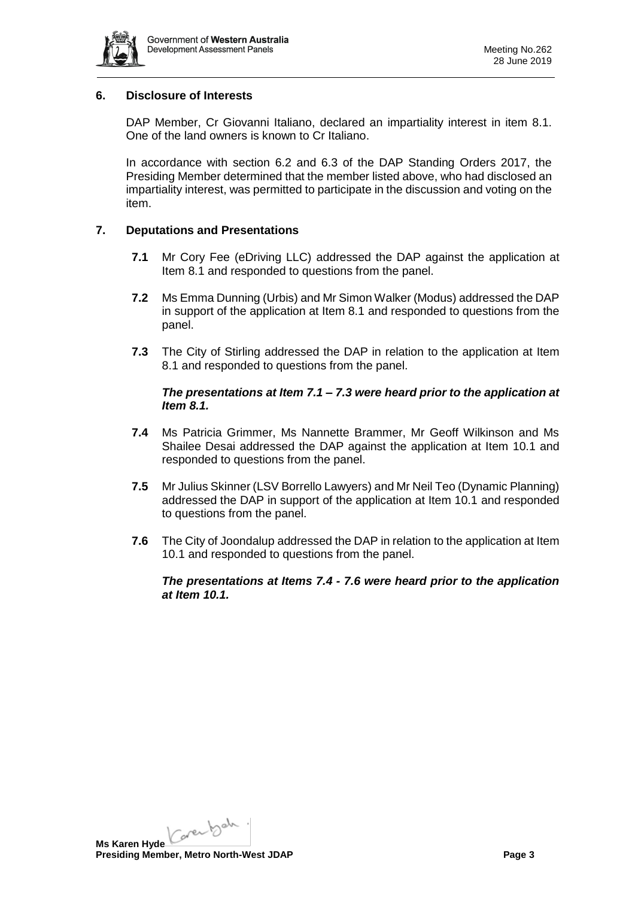## 6. Disclosure of Interests

DAP Member, Cr Giovanni Italiano, declared an impartiality interest in item 8.1. One of the land owners is known to Cr Italiano.

In accordance with section 6.2 and 6.3 of the DAP Standing Orders 2017, the Presiding Member determined that the member listed above, who had disclosed an impartiality interest, was permitted to participate in the discussion and voting on the item.

## 7. Deputations and Presentations

**7.1** Mr Cory Fee (eDriving LLC) addressed the DAP against the application at Item 8.1 and responded to questions from the panel.

**7.2** Ms Emma Dunning (Urbis) and Mr Simon Walker (Modus) addressed the DAP in support of the application at Item 8.1 and responded to questions from the panel.

**7.3** The City of Stirling addressed the DAP in relation to the application at Item 8.1 and responded to questions from the panel.

***The presentations at Item 7.1 – 7.3 were heard prior to the application at Item 8.1.***

**7.4** Ms Patricia Grimmer, Ms Nannette Brammer, Mr Geoff Wilkinson and Ms Shailee Desai addressed the DAP against the application at Item 10.1 and responded to questions from the panel.

**7.5** Mr Julius Skinner (LSV Borrello Lawyers) and Mr Neil Teo (Dynamic Planning) addressed the DAP in support of the application at Item 10.1 and responded to questions from the panel.

**7.6** The City of Joondalup addressed the DAP in relation to the application at Item 10.1 and responded to questions from the panel.

***The presentations at Items 7.4 - 7.6 were heard prior to the application at Item 10.1.***

**Ms Karen Hyde**
**Presiding Member, Metro North-West JDAP**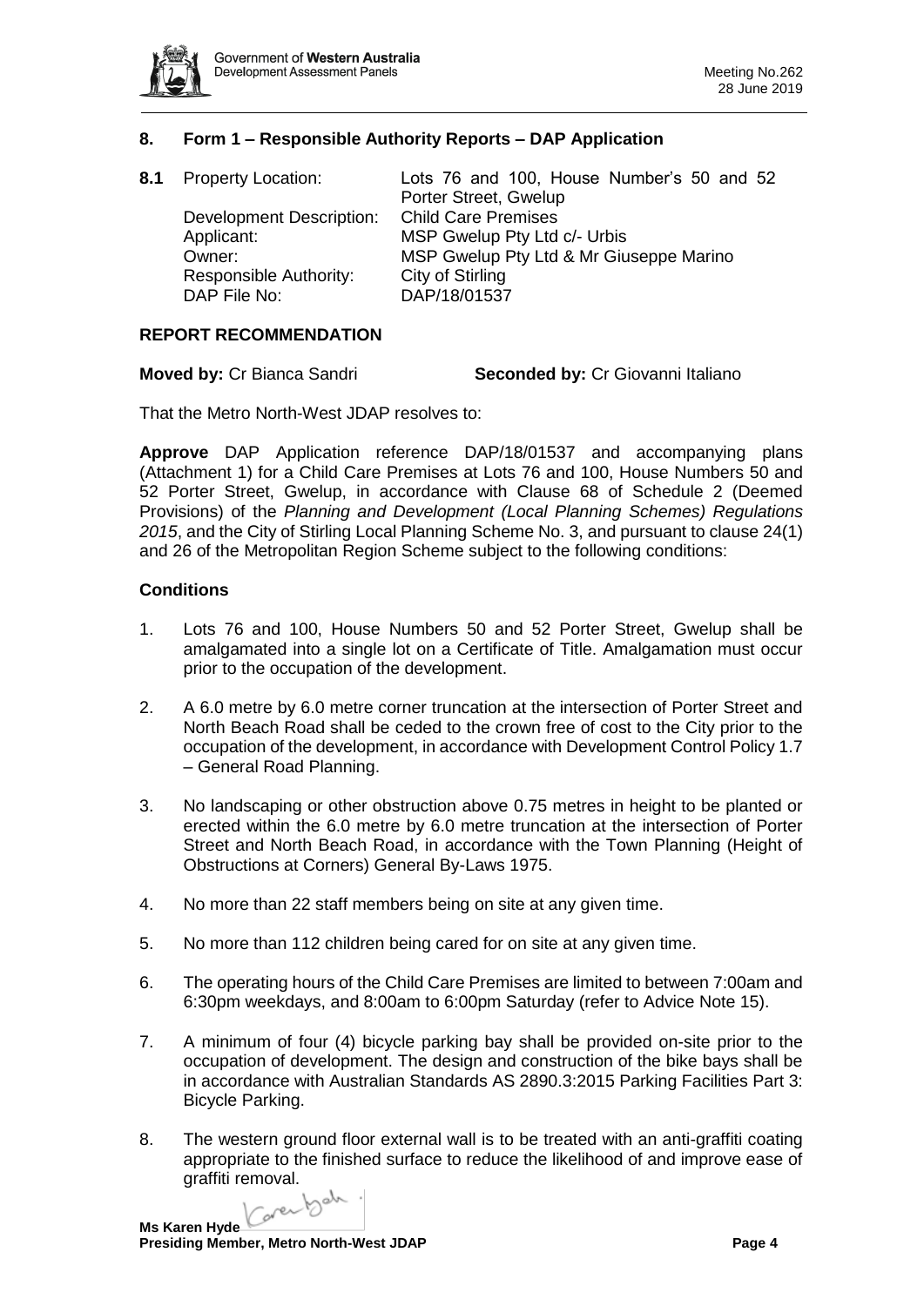## 8. Form 1 – Responsible Authority Reports – DAP Application

**8.1** Property Location: Lots 76 and 100, House Number's 50 and 52 Porter Street, Gwelup

Development Description: Child Care Premises
Applicant: MSP Gwelup Pty Ltd c/- Urbis
Owner: MSP Gwelup Pty Ltd & Mr Giuseppe Marino
Responsible Authority: City of Stirling
DAP File No: DAP/18/01537

### REPORT RECOMMENDATION

**Moved by:** Cr Bianca Sandri **Seconded by:** Cr Giovanni Italiano

That the Metro North-West JDAP resolves to:

**Approve** DAP Application reference DAP/18/01537 and accompanying plans (Attachment 1) for a Child Care Premises at Lots 76 and 100, House Numbers 50 and 52 Porter Street, Gwelup, in accordance with Clause 68 of Schedule 2 (Deemed Provisions) of the *Planning and Development (Local Planning Schemes) Regulations 2015*, and the City of Stirling Local Planning Scheme No. 3, and pursuant to clause 24(1) and 26 of the Metropolitan Region Scheme subject to the following conditions:

### Conditions

1. Lots 76 and 100, House Numbers 50 and 52 Porter Street, Gwelup shall be amalgamated into a single lot on a Certificate of Title. Amalgamation must occur prior to the occupation of the development.

2. A 6.0 metre by 6.0 metre corner truncation at the intersection of Porter Street and North Beach Road shall be ceded to the crown free of cost to the City prior to the occupation of the development, in accordance with Development Control Policy 1.7 – General Road Planning.

3. No landscaping or other obstruction above 0.75 metres in height to be planted or erected within the 6.0 metre by 6.0 metre truncation at the intersection of Porter Street and North Beach Road, in accordance with the Town Planning (Height of Obstructions at Corners) General By-Laws 1975.

4. No more than 22 staff members being on site at any given time.

5. No more than 112 children being cared for on site at any given time.

6. The operating hours of the Child Care Premises are limited to between 7:00am and 6:30pm weekdays, and 8:00am to 6:00pm Saturday (refer to Advice Note 15).

7. A minimum of four (4) bicycle parking bay shall be provided on-site prior to the occupation of development. The design and construction of the bike bays shall be in accordance with Australian Standards AS 2890.3:2015 Parking Facilities Part 3: Bicycle Parking.

8. The western ground floor external wall is to be treated with an anti-graffiti coating appropriate to the finished surface to reduce the likelihood of and improve ease of graffiti removal.

**Ms Karen Hyde**
**Presiding Member, Metro North-West JDAP**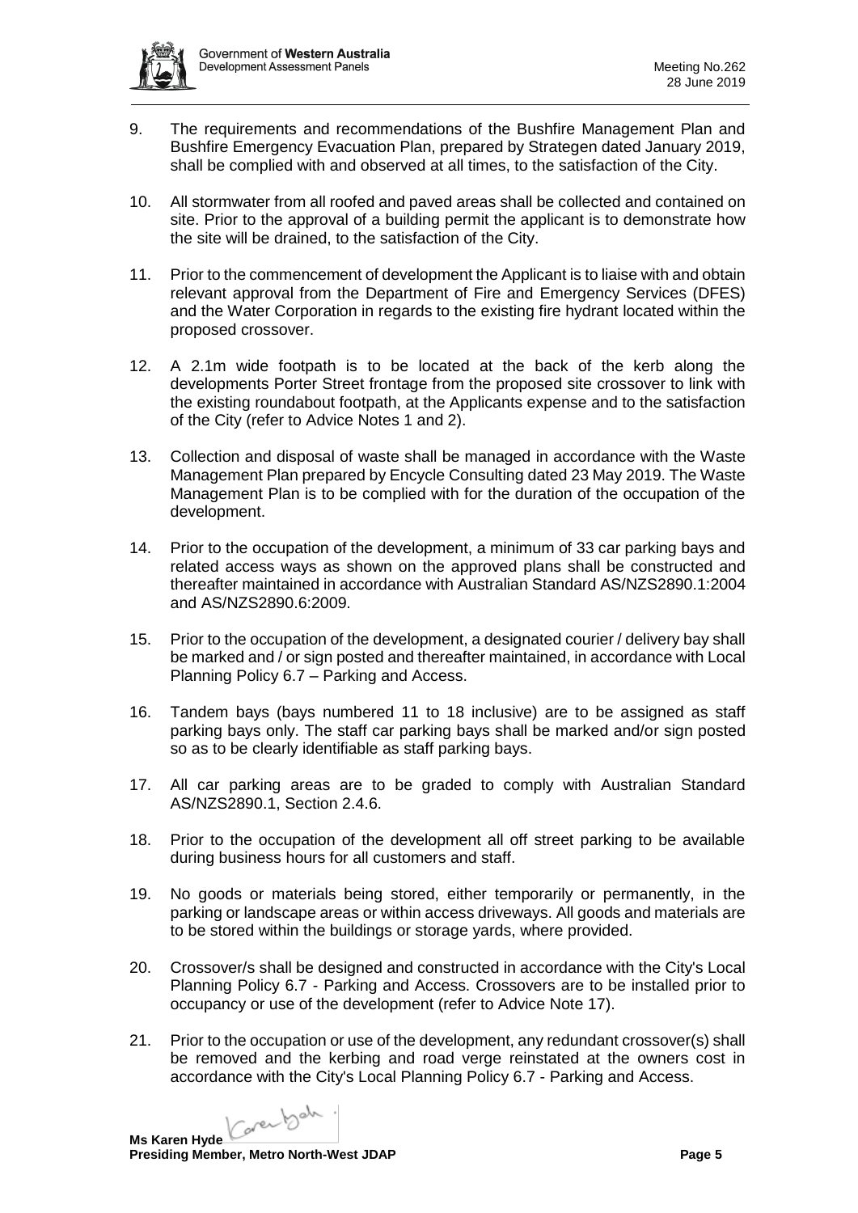9. The requirements and recommendations of the Bushfire Management Plan and Bushfire Emergency Evacuation Plan, prepared by Strategen dated January 2019, shall be complied with and observed at all times, to the satisfaction of the City.

10. All stormwater from all roofed and paved areas shall be collected and contained on site. Prior to the approval of a building permit the applicant is to demonstrate how the site will be drained, to the satisfaction of the City.

11. Prior to the commencement of development the Applicant is to liaise with and obtain relevant approval from the Department of Fire and Emergency Services (DFES) and the Water Corporation in regards to the existing fire hydrant located within the proposed crossover.

12. A 2.1m wide footpath is to be located at the back of the kerb along the developments Porter Street frontage from the proposed site crossover to link with the existing roundabout footpath, at the Applicants expense and to the satisfaction of the City (refer to Advice Notes 1 and 2).

13. Collection and disposal of waste shall be managed in accordance with the Waste Management Plan prepared by Encycle Consulting dated 23 May 2019. The Waste Management Plan is to be complied with for the duration of the occupation of the development.

14. Prior to the occupation of the development, a minimum of 33 car parking bays and related access ways as shown on the approved plans shall be constructed and thereafter maintained in accordance with Australian Standard AS/NZS2890.1:2004 and AS/NZS2890.6:2009.

15. Prior to the occupation of the development, a designated courier / delivery bay shall be marked and / or sign posted and thereafter maintained, in accordance with Local Planning Policy 6.7 – Parking and Access.

16. Tandem bays (bays numbered 11 to 18 inclusive) are to be assigned as staff parking bays only. The staff car parking bays shall be marked and/or sign posted so as to be clearly identifiable as staff parking bays.

17. All car parking areas are to be graded to comply with Australian Standard AS/NZS2890.1, Section 2.4.6.

18. Prior to the occupation of the development all off street parking to be available during business hours for all customers and staff.

19. No goods or materials being stored, either temporarily or permanently, in the parking or landscape areas or within access driveways. All goods and materials are to be stored within the buildings or storage yards, where provided.

20. Crossover/s shall be designed and constructed in accordance with the City's Local Planning Policy 6.7 - Parking and Access. Crossovers are to be installed prior to occupancy or use of the development (refer to Advice Note 17).

21. Prior to the occupation or use of the development, any redundant crossover(s) shall be removed and the kerbing and road verge reinstated at the owners cost in accordance with the City's Local Planning Policy 6.7 - Parking and Access.

**Ms Karen Hyde**
**Presiding Member, Metro North-West JDAP**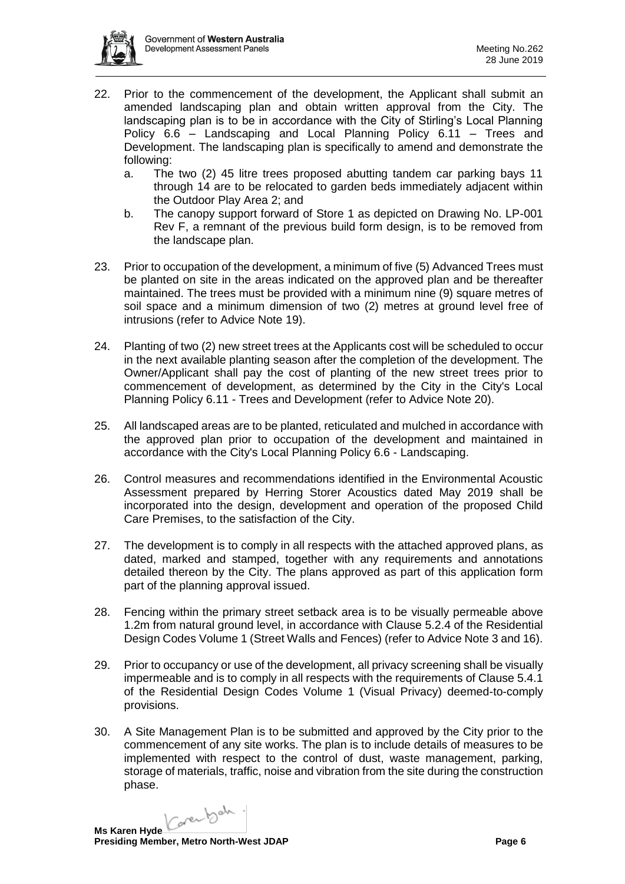22. Prior to the commencement of the development, the Applicant shall submit an amended landscaping plan and obtain written approval from the City. The landscaping plan is to be in accordance with the City of Stirling's Local Planning Policy 6.6 – Landscaping and Local Planning Policy 6.11 – Trees and Development. The landscaping plan is specifically to amend and demonstrate the following:
    a. The two (2) 45 litre trees proposed abutting tandem car parking bays 11 through 14 are to be relocated to garden beds immediately adjacent within the Outdoor Play Area 2; and
    b. The canopy support forward of Store 1 as depicted on Drawing No. LP-001 Rev F, a remnant of the previous build form design, is to be removed from the landscape plan.

23. Prior to occupation of the development, a minimum of five (5) Advanced Trees must be planted on site in the areas indicated on the approved plan and be thereafter maintained. The trees must be provided with a minimum nine (9) square metres of soil space and a minimum dimension of two (2) metres at ground level free of intrusions (refer to Advice Note 19).

24. Planting of two (2) new street trees at the Applicants cost will be scheduled to occur in the next available planting season after the completion of the development. The Owner/Applicant shall pay the cost of planting of the new street trees prior to commencement of development, as determined by the City in the City's Local Planning Policy 6.11 - Trees and Development (refer to Advice Note 20).

25. All landscaped areas are to be planted, reticulated and mulched in accordance with the approved plan prior to occupation of the development and maintained in accordance with the City's Local Planning Policy 6.6 - Landscaping.

26. Control measures and recommendations identified in the Environmental Acoustic Assessment prepared by Herring Storer Acoustics dated May 2019 shall be incorporated into the design, development and operation of the proposed Child Care Premises, to the satisfaction of the City.

27. The development is to comply in all respects with the attached approved plans, as dated, marked and stamped, together with any requirements and annotations detailed thereon by the City. The plans approved as part of this application form part of the planning approval issued.

28. Fencing within the primary street setback area is to be visually permeable above 1.2m from natural ground level, in accordance with Clause 5.2.4 of the Residential Design Codes Volume 1 (Street Walls and Fences) (refer to Advice Note 3 and 16).

29. Prior to occupancy or use of the development, all privacy screening shall be visually impermeable and is to comply in all respects with the requirements of Clause 5.4.1 of the Residential Design Codes Volume 1 (Visual Privacy) deemed-to-comply provisions.

30. A Site Management Plan is to be submitted and approved by the City prior to the commencement of any site works. The plan is to include details of measures to be implemented with respect to the control of dust, waste management, parking, storage of materials, traffic, noise and vibration from the site during the construction phase.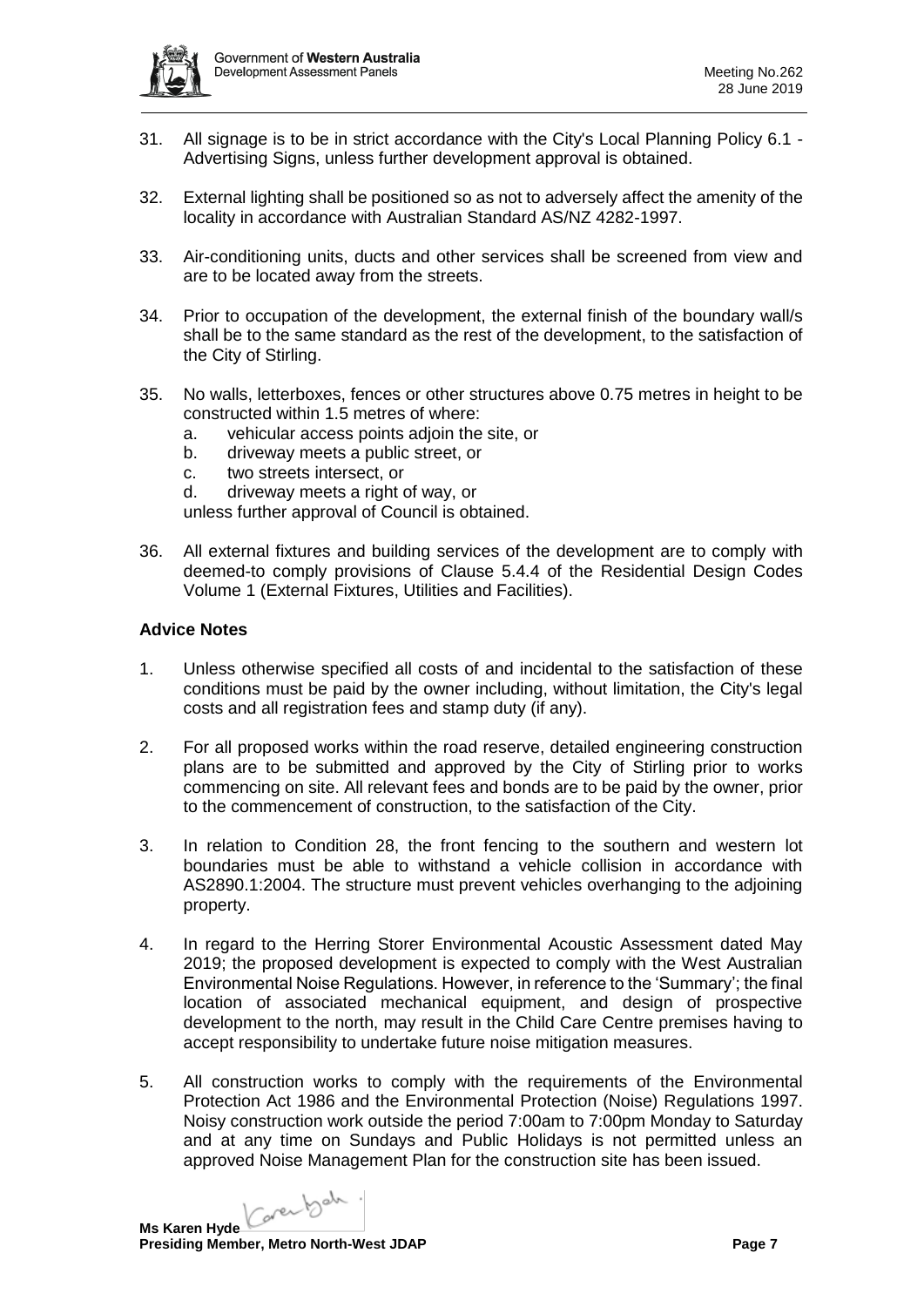31. All signage is to be in strict accordance with the City's Local Planning Policy 6.1 - Advertising Signs, unless further development approval is obtained.

32. External lighting shall be positioned so as not to adversely affect the amenity of the locality in accordance with Australian Standard AS/NZ 4282-1997.

33. Air-conditioning units, ducts and other services shall be screened from view and are to be located away from the streets.

34. Prior to occupation of the development, the external finish of the boundary wall/s shall be to the same standard as the rest of the development, to the satisfaction of the City of Stirling.

35. No walls, letterboxes, fences or other structures above 0.75 metres in height to be constructed within 1.5 metres of where:
    a. vehicular access points adjoin the site, or
    b. driveway meets a public street, or
    c. two streets intersect, or
    d. driveway meets a right of way, or

    unless further approval of Council is obtained.

36. All external fixtures and building services of the development are to comply with deemed-to comply provisions of Clause 5.4.4 of the Residential Design Codes Volume 1 (External Fixtures, Utilities and Facilities).

**Advice Notes**

1. Unless otherwise specified all costs of and incidental to the satisfaction of these conditions must be paid by the owner including, without limitation, the City's legal costs and all registration fees and stamp duty (if any).

2. For all proposed works within the road reserve, detailed engineering construction plans are to be submitted and approved by the City of Stirling prior to works commencing on site. All relevant fees and bonds are to be paid by the owner, prior to the commencement of construction, to the satisfaction of the City.

3. In relation to Condition 28, the front fencing to the southern and western lot boundaries must be able to withstand a vehicle collision in accordance with AS2890.1:2004. The structure must prevent vehicles overhanging to the adjoining property.

4. In regard to the Herring Storer Environmental Acoustic Assessment dated May 2019; the proposed development is expected to comply with the West Australian Environmental Noise Regulations. However, in reference to the 'Summary'; the final location of associated mechanical equipment, and design of prospective development to the north, may result in the Child Care Centre premises having to accept responsibility to undertake future noise mitigation measures.

5. All construction works to comply with the requirements of the Environmental Protection Act 1986 and the Environmental Protection (Noise) Regulations 1997. Noisy construction work outside the period 7:00am to 7:00pm Monday to Saturday and at any time on Sundays and Public Holidays is not permitted unless an approved Noise Management Plan for the construction site has been issued.

**Ms Karen Hyde**
**Presiding Member, Metro North-West JDAP**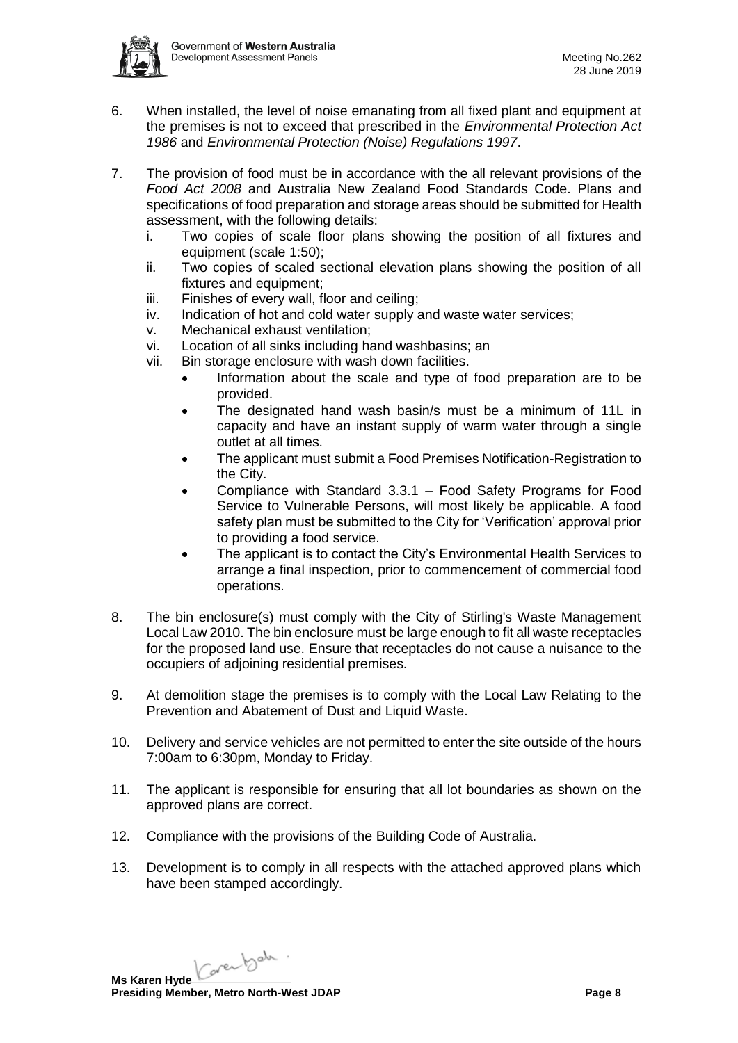6. When installed, the level of noise emanating from all fixed plant and equipment at the premises is not to exceed that prescribed in the *Environmental Protection Act 1986* and *Environmental Protection (Noise) Regulations 1997*.

7. The provision of food must be in accordance with the all relevant provisions of the *Food Act 2008* and Australia New Zealand Food Standards Code. Plans and specifications of food preparation and storage areas should be submitted for Health assessment, with the following details:
   i. Two copies of scale floor plans showing the position of all fixtures and equipment (scale 1:50);
   ii. Two copies of scaled sectional elevation plans showing the position of all fixtures and equipment;
   iii. Finishes of every wall, floor and ceiling;
   iv. Indication of hot and cold water supply and waste water services;
   v. Mechanical exhaust ventilation;
   vi. Location of all sinks including hand washbasins; an
   vii. Bin storage enclosure with wash down facilities.
      - Information about the scale and type of food preparation are to be provided.
      - The designated hand wash basin/s must be a minimum of 11L in capacity and have an instant supply of warm water through a single outlet at all times.
      - The applicant must submit a Food Premises Notification-Registration to the City.
      - Compliance with Standard 3.3.1 – Food Safety Programs for Food Service to Vulnerable Persons, will most likely be applicable. A food safety plan must be submitted to the City for 'Verification' approval prior to providing a food service.
      - The applicant is to contact the City's Environmental Health Services to arrange a final inspection, prior to commencement of commercial food operations.

8. The bin enclosure(s) must comply with the City of Stirling's Waste Management Local Law 2010. The bin enclosure must be large enough to fit all waste receptacles for the proposed land use. Ensure that receptacles do not cause a nuisance to the occupiers of adjoining residential premises.

9. At demolition stage the premises is to comply with the Local Law Relating to the Prevention and Abatement of Dust and Liquid Waste.

10. Delivery and service vehicles are not permitted to enter the site outside of the hours 7:00am to 6:30pm, Monday to Friday.

11. The applicant is responsible for ensuring that all lot boundaries as shown on the approved plans are correct.

12. Compliance with the provisions of the Building Code of Australia.

13. Development is to comply in all respects with the attached approved plans which have been stamped accordingly.

**Ms Karen Hyde**
**Presiding Member, Metro North-West JDAP**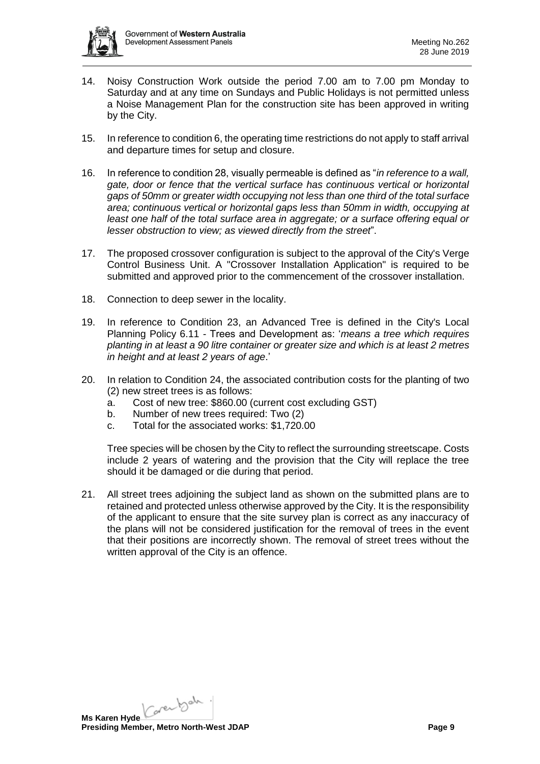14. Noisy Construction Work outside the period 7.00 am to 7.00 pm Monday to Saturday and at any time on Sundays and Public Holidays is not permitted unless a Noise Management Plan for the construction site has been approved in writing by the City.

15. In reference to condition 6, the operating time restrictions do not apply to staff arrival and departure times for setup and closure.

16. In reference to condition 28, visually permeable is defined as "*in reference to a wall, gate, door or fence that the vertical surface has continuous vertical or horizontal gaps of 50mm or greater width occupying not less than one third of the total surface area; continuous vertical or horizontal gaps less than 50mm in width, occupying at least one half of the total surface area in aggregate; or a surface offering equal or lesser obstruction to view; as viewed directly from the street*".

17. The proposed crossover configuration is subject to the approval of the City's Verge Control Business Unit. A "Crossover Installation Application" is required to be submitted and approved prior to the commencement of the crossover installation.

18. Connection to deep sewer in the locality.

19. In reference to Condition 23, an Advanced Tree is defined in the City's Local Planning Policy 6.11 - Trees and Development as: '*means a tree which requires planting in at least a 90 litre container or greater size and which is at least 2 metres in height and at least 2 years of age*.'

20. In relation to Condition 24, the associated contribution costs for the planting of two (2) new street trees is as follows:
    a. Cost of new tree: $860.00 (current cost excluding GST)
    b. Number of new trees required: Two (2)
    c. Total for the associated works: $1,720.00

    Tree species will be chosen by the City to reflect the surrounding streetscape. Costs include 2 years of watering and the provision that the City will replace the tree should it be damaged or die during that period.

21. All street trees adjoining the subject land as shown on the submitted plans are to retained and protected unless otherwise approved by the City. It is the responsibility of the applicant to ensure that the site survey plan is correct as any inaccuracy of the plans will not be considered justification for the removal of trees in the event that their positions are incorrectly shown. The removal of street trees without the written approval of the City is an offence.

**Ms Karen Hyde**
**Presiding Member, Metro North-West JDAP**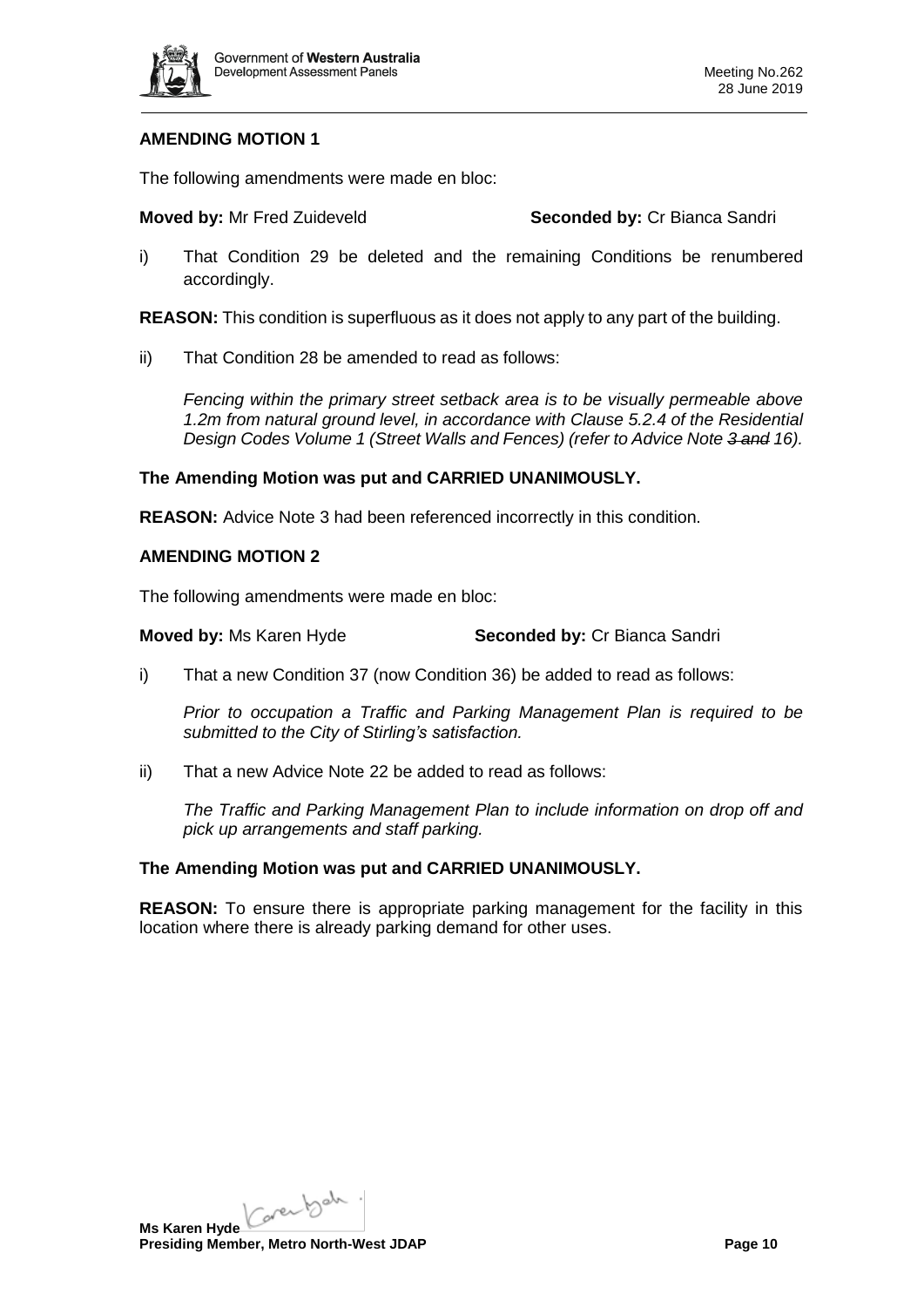## AMENDING MOTION 1

The following amendments were made en bloc:

**Moved by:** Mr Fred Zuideveld **Seconded by:** Cr Bianca Sandri

i) That Condition 29 be deleted and the remaining Conditions be renumbered accordingly.

**REASON:** This condition is superfluous as it does not apply to any part of the building.

ii) That Condition 28 be amended to read as follows:

*Fencing within the primary street setback area is to be visually permeable above 1.2m from natural ground level, in accordance with Clause 5.2.4 of the Residential Design Codes Volume 1 (Street Walls and Fences) (refer to Advice Note ~~3 and~~ 16).*

**The Amending Motion was put and CARRIED UNANIMOUSLY.**

**REASON:** Advice Note 3 had been referenced incorrectly in this condition.

## AMENDING MOTION 2

The following amendments were made en bloc:

**Moved by:** Ms Karen Hyde **Seconded by:** Cr Bianca Sandri

i) That a new Condition 37 (now Condition 36) be added to read as follows:

*Prior to occupation a Traffic and Parking Management Plan is required to be submitted to the City of Stirling's satisfaction.*

ii) That a new Advice Note 22 be added to read as follows:

*The Traffic and Parking Management Plan to include information on drop off and pick up arrangements and staff parking.*

**The Amending Motion was put and CARRIED UNANIMOUSLY.**

**REASON:** To ensure there is appropriate parking management for the facility in this location where there is already parking demand for other uses.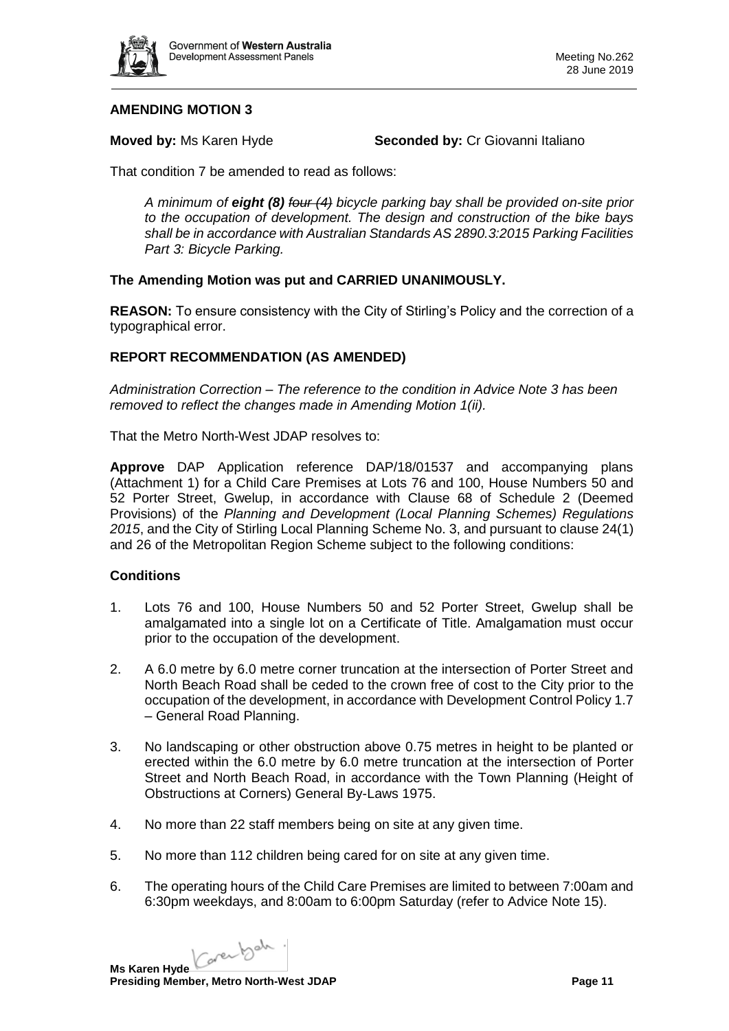**AMENDING MOTION 3**

**Moved by:** Ms Karen Hyde **Seconded by:** Cr Giovanni Italiano

That condition 7 be amended to read as follows:

*A minimum of **eight (8)** ~~four (4)~~ bicycle parking bay shall be provided on-site prior to the occupation of development. The design and construction of the bike bays shall be in accordance with Australian Standards AS 2890.3:2015 Parking Facilities Part 3: Bicycle Parking.*

**The Amending Motion was put and CARRIED UNANIMOUSLY.**

**REASON:** To ensure consistency with the City of Stirling's Policy and the correction of a typographical error.

**REPORT RECOMMENDATION (AS AMENDED)**

*Administration Correction – The reference to the condition in Advice Note 3 has been removed to reflect the changes made in Amending Motion 1(ii).*

That the Metro North-West JDAP resolves to:

**Approve** DAP Application reference DAP/18/01537 and accompanying plans (Attachment 1) for a Child Care Premises at Lots 76 and 100, House Numbers 50 and 52 Porter Street, Gwelup, in accordance with Clause 68 of Schedule 2 (Deemed Provisions) of the *Planning and Development (Local Planning Schemes) Regulations 2015*, and the City of Stirling Local Planning Scheme No. 3, and pursuant to clause 24(1) and 26 of the Metropolitan Region Scheme subject to the following conditions:

**Conditions**

1. Lots 76 and 100, House Numbers 50 and 52 Porter Street, Gwelup shall be amalgamated into a single lot on a Certificate of Title. Amalgamation must occur prior to the occupation of the development.
2. A 6.0 metre by 6.0 metre corner truncation at the intersection of Porter Street and North Beach Road shall be ceded to the crown free of cost to the City prior to the occupation of the development, in accordance with Development Control Policy 1.7 – General Road Planning.
3. No landscaping or other obstruction above 0.75 metres in height to be planted or erected within the 6.0 metre by 6.0 metre truncation at the intersection of Porter Street and North Beach Road, in accordance with the Town Planning (Height of Obstructions at Corners) General By-Laws 1975.
4. No more than 22 staff members being on site at any given time.
5. No more than 112 children being cared for on site at any given time.
6. The operating hours of the Child Care Premises are limited to between 7:00am and 6:30pm weekdays, and 8:00am to 6:00pm Saturday (refer to Advice Note 15).

**Ms Karen Hyde**
**Presiding Member, Metro North-West JDAP**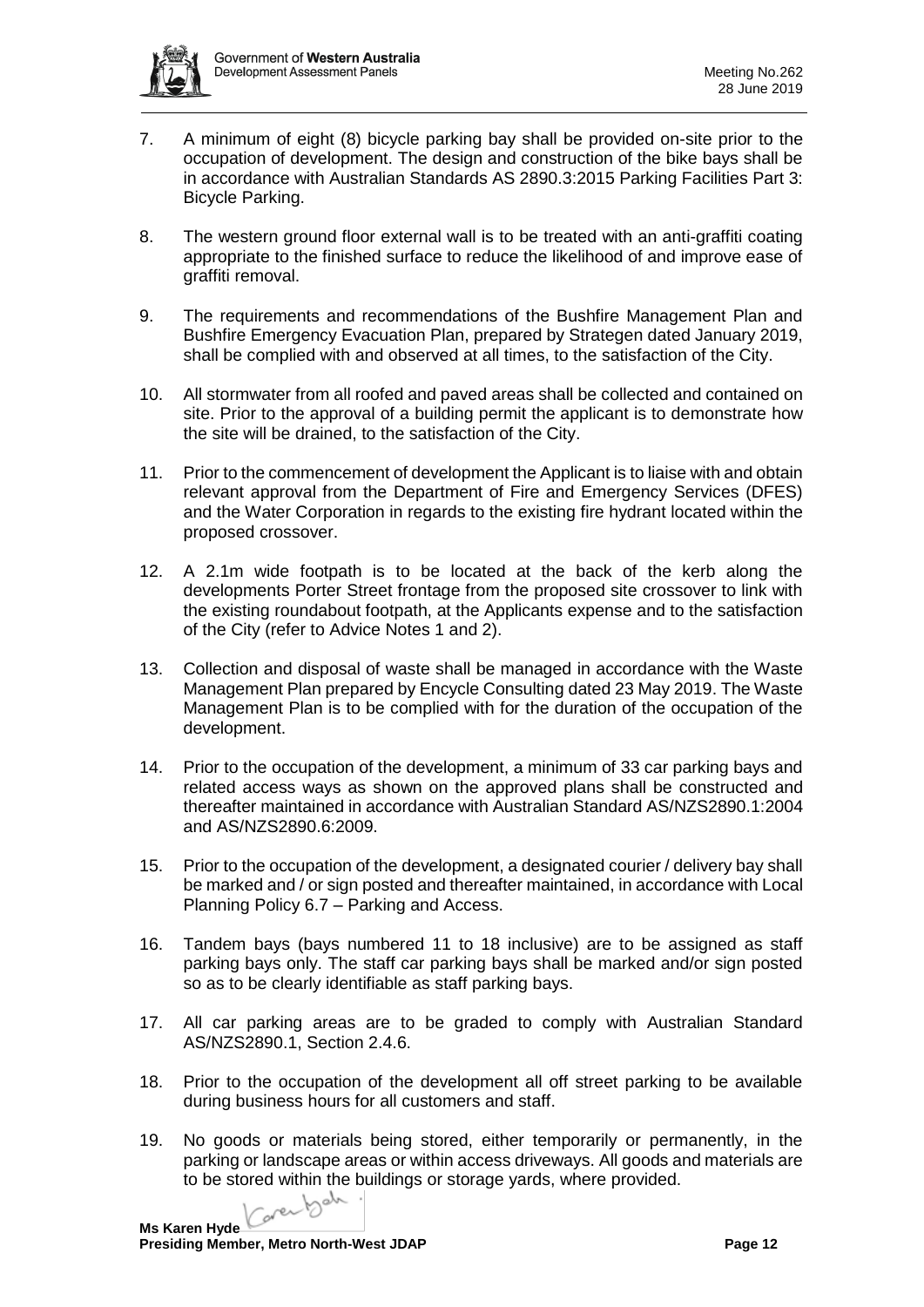7. A minimum of eight (8) bicycle parking bay shall be provided on-site prior to the occupation of development. The design and construction of the bike bays shall be in accordance with Australian Standards AS 2890.3:2015 Parking Facilities Part 3: Bicycle Parking.

8. The western ground floor external wall is to be treated with an anti-graffiti coating appropriate to the finished surface to reduce the likelihood of and improve ease of graffiti removal.

9. The requirements and recommendations of the Bushfire Management Plan and Bushfire Emergency Evacuation Plan, prepared by Strategen dated January 2019, shall be complied with and observed at all times, to the satisfaction of the City.

10. All stormwater from all roofed and paved areas shall be collected and contained on site. Prior to the approval of a building permit the applicant is to demonstrate how the site will be drained, to the satisfaction of the City.

11. Prior to the commencement of development the Applicant is to liaise with and obtain relevant approval from the Department of Fire and Emergency Services (DFES) and the Water Corporation in regards to the existing fire hydrant located within the proposed crossover.

12. A 2.1m wide footpath is to be located at the back of the kerb along the developments Porter Street frontage from the proposed site crossover to link with the existing roundabout footpath, at the Applicants expense and to the satisfaction of the City (refer to Advice Notes 1 and 2).

13. Collection and disposal of waste shall be managed in accordance with the Waste Management Plan prepared by Encycle Consulting dated 23 May 2019. The Waste Management Plan is to be complied with for the duration of the occupation of the development.

14. Prior to the occupation of the development, a minimum of 33 car parking bays and related access ways as shown on the approved plans shall be constructed and thereafter maintained in accordance with Australian Standard AS/NZS2890.1:2004 and AS/NZS2890.6:2009.

15. Prior to the occupation of the development, a designated courier / delivery bay shall be marked and / or sign posted and thereafter maintained, in accordance with Local Planning Policy 6.7 – Parking and Access.

16. Tandem bays (bays numbered 11 to 18 inclusive) are to be assigned as staff parking bays only. The staff car parking bays shall be marked and/or sign posted so as to be clearly identifiable as staff parking bays.

17. All car parking areas are to be graded to comply with Australian Standard AS/NZS2890.1, Section 2.4.6.

18. Prior to the occupation of the development all off street parking to be available during business hours for all customers and staff.

19. No goods or materials being stored, either temporarily or permanently, in the parking or landscape areas or within access driveways. All goods and materials are to be stored within the buildings or storage yards, where provided.

**Ms Karen Hyde**
**Presiding Member, Metro North-West JDAP**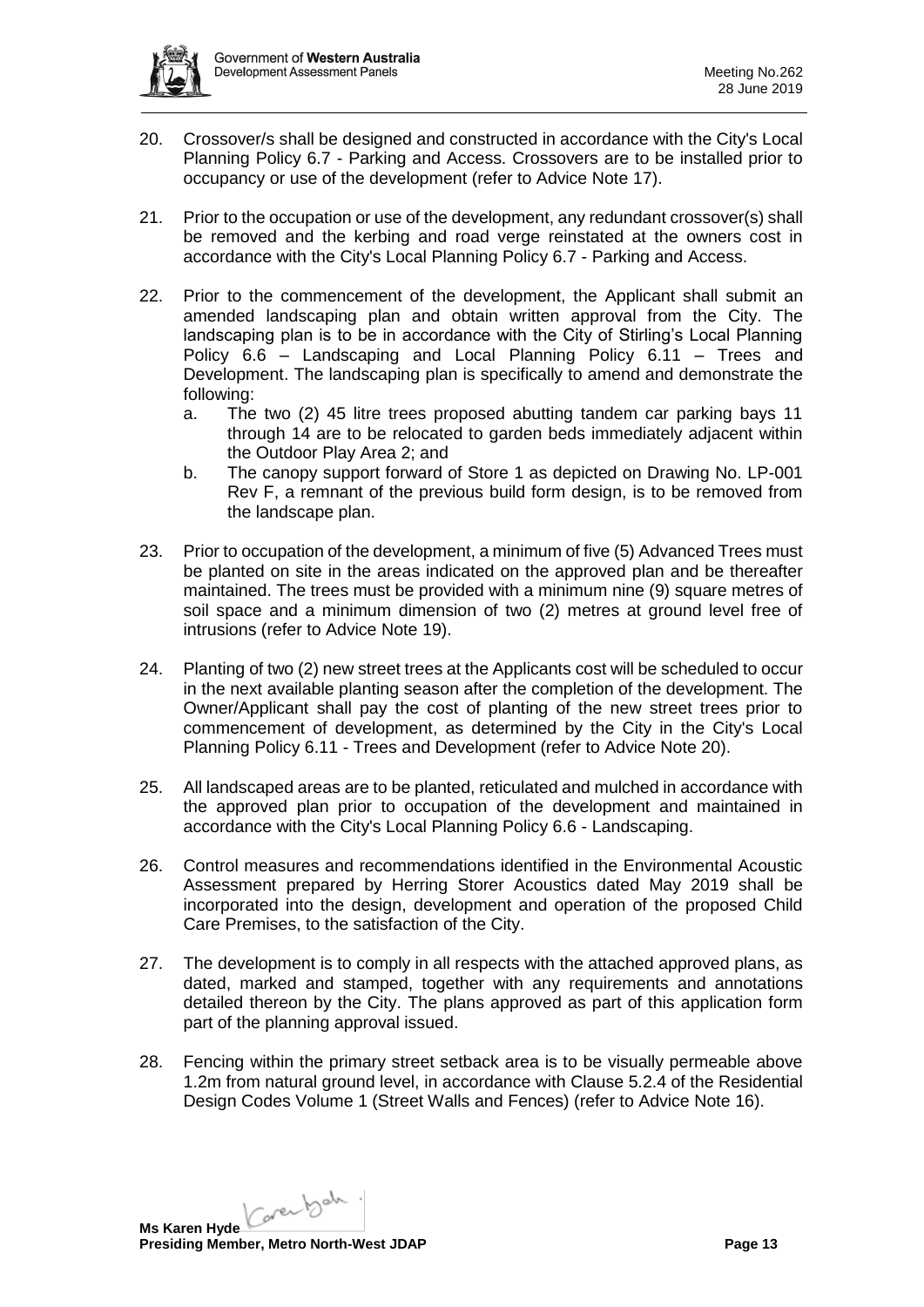20. Crossover/s shall be designed and constructed in accordance with the City's Local Planning Policy 6.7 - Parking and Access. Crossovers are to be installed prior to occupancy or use of the development (refer to Advice Note 17).

21. Prior to the occupation or use of the development, any redundant crossover(s) shall be removed and the kerbing and road verge reinstated at the owners cost in accordance with the City's Local Planning Policy 6.7 - Parking and Access.

22. Prior to the commencement of the development, the Applicant shall submit an amended landscaping plan and obtain written approval from the City. The landscaping plan is to be in accordance with the City of Stirling's Local Planning Policy 6.6 – Landscaping and Local Planning Policy 6.11 – Trees and Development. The landscaping plan is specifically to amend and demonstrate the following:
    a. The two (2) 45 litre trees proposed abutting tandem car parking bays 11 through 14 are to be relocated to garden beds immediately adjacent within the Outdoor Play Area 2; and
    b. The canopy support forward of Store 1 as depicted on Drawing No. LP-001 Rev F, a remnant of the previous build form design, is to be removed from the landscape plan.

23. Prior to occupation of the development, a minimum of five (5) Advanced Trees must be planted on site in the areas indicated on the approved plan and be thereafter maintained. The trees must be provided with a minimum nine (9) square metres of soil space and a minimum dimension of two (2) metres at ground level free of intrusions (refer to Advice Note 19).

24. Planting of two (2) new street trees at the Applicants cost will be scheduled to occur in the next available planting season after the completion of the development. The Owner/Applicant shall pay the cost of planting of the new street trees prior to commencement of development, as determined by the City in the City's Local Planning Policy 6.11 - Trees and Development (refer to Advice Note 20).

25. All landscaped areas are to be planted, reticulated and mulched in accordance with the approved plan prior to occupation of the development and maintained in accordance with the City's Local Planning Policy 6.6 - Landscaping.

26. Control measures and recommendations identified in the Environmental Acoustic Assessment prepared by Herring Storer Acoustics dated May 2019 shall be incorporated into the design, development and operation of the proposed Child Care Premises, to the satisfaction of the City.

27. The development is to comply in all respects with the attached approved plans, as dated, marked and stamped, together with any requirements and annotations detailed thereon by the City. The plans approved as part of this application form part of the planning approval issued.

28. Fencing within the primary street setback area is to be visually permeable above 1.2m from natural ground level, in accordance with Clause 5.2.4 of the Residential Design Codes Volume 1 (Street Walls and Fences) (refer to Advice Note 16).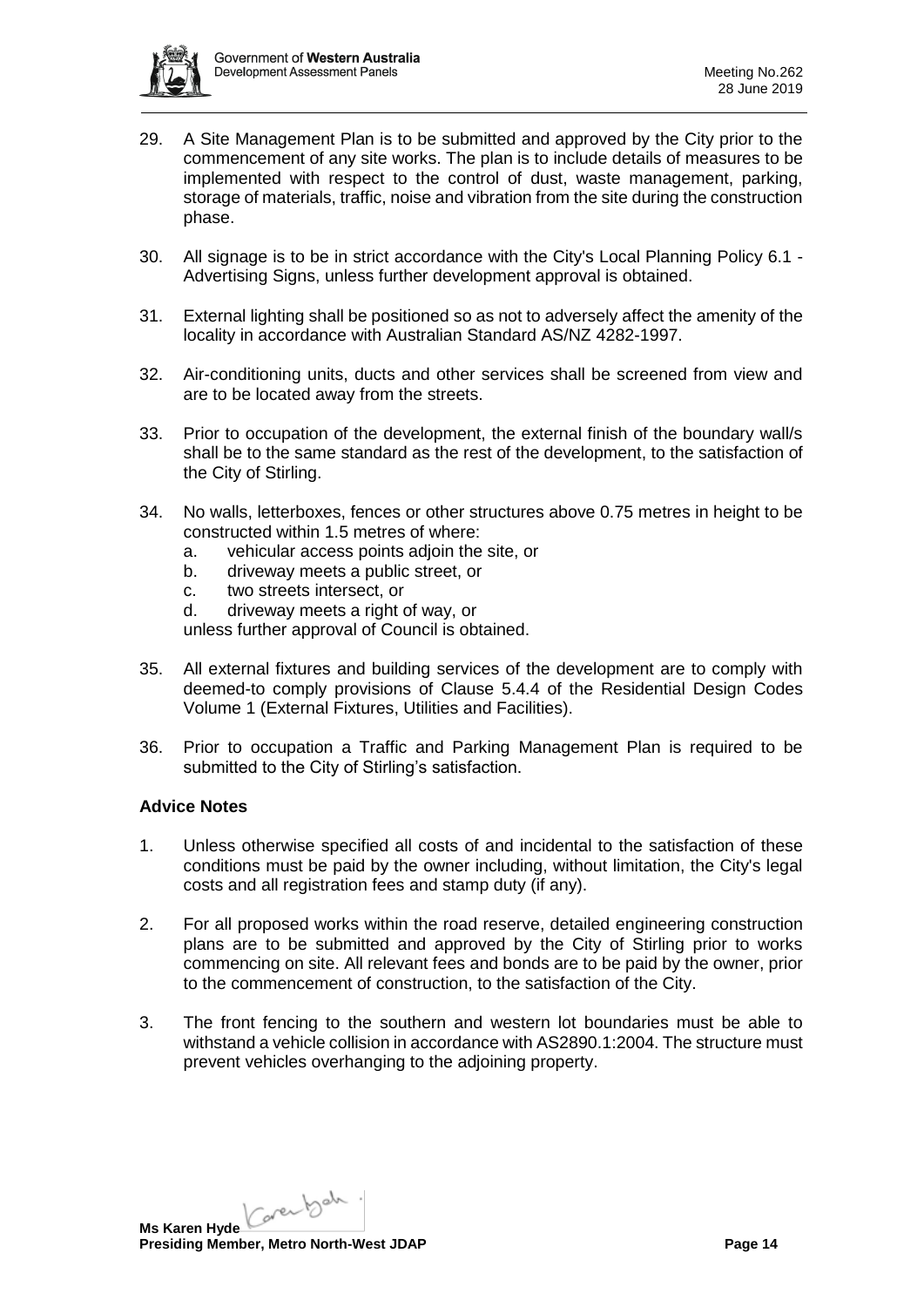29. A Site Management Plan is to be submitted and approved by the City prior to the commencement of any site works. The plan is to include details of measures to be implemented with respect to the control of dust, waste management, parking, storage of materials, traffic, noise and vibration from the site during the construction phase.

30. All signage is to be in strict accordance with the City's Local Planning Policy 6.1 - Advertising Signs, unless further development approval is obtained.

31. External lighting shall be positioned so as not to adversely affect the amenity of the locality in accordance with Australian Standard AS/NZ 4282-1997.

32. Air-conditioning units, ducts and other services shall be screened from view and are to be located away from the streets.

33. Prior to occupation of the development, the external finish of the boundary wall/s shall be to the same standard as the rest of the development, to the satisfaction of the City of Stirling.

34. No walls, letterboxes, fences or other structures above 0.75 metres in height to be constructed within 1.5 metres of where:
    a. vehicular access points adjoin the site, or
    b. driveway meets a public street, or
    c. two streets intersect, or
    d. driveway meets a right of way, or

    unless further approval of Council is obtained.

35. All external fixtures and building services of the development are to comply with deemed-to comply provisions of Clause 5.4.4 of the Residential Design Codes Volume 1 (External Fixtures, Utilities and Facilities).

36. Prior to occupation a Traffic and Parking Management Plan is required to be submitted to the City of Stirling's satisfaction.

**Advice Notes**

1. Unless otherwise specified all costs of and incidental to the satisfaction of these conditions must be paid by the owner including, without limitation, the City's legal costs and all registration fees and stamp duty (if any).

2. For all proposed works within the road reserve, detailed engineering construction plans are to be submitted and approved by the City of Stirling prior to works commencing on site. All relevant fees and bonds are to be paid by the owner, prior to the commencement of construction, to the satisfaction of the City.

3. The front fencing to the southern and western lot boundaries must be able to withstand a vehicle collision in accordance with AS2890.1:2004. The structure must prevent vehicles overhanging to the adjoining property.

**Ms Karen Hyde**
**Presiding Member, Metro North-West JDAP**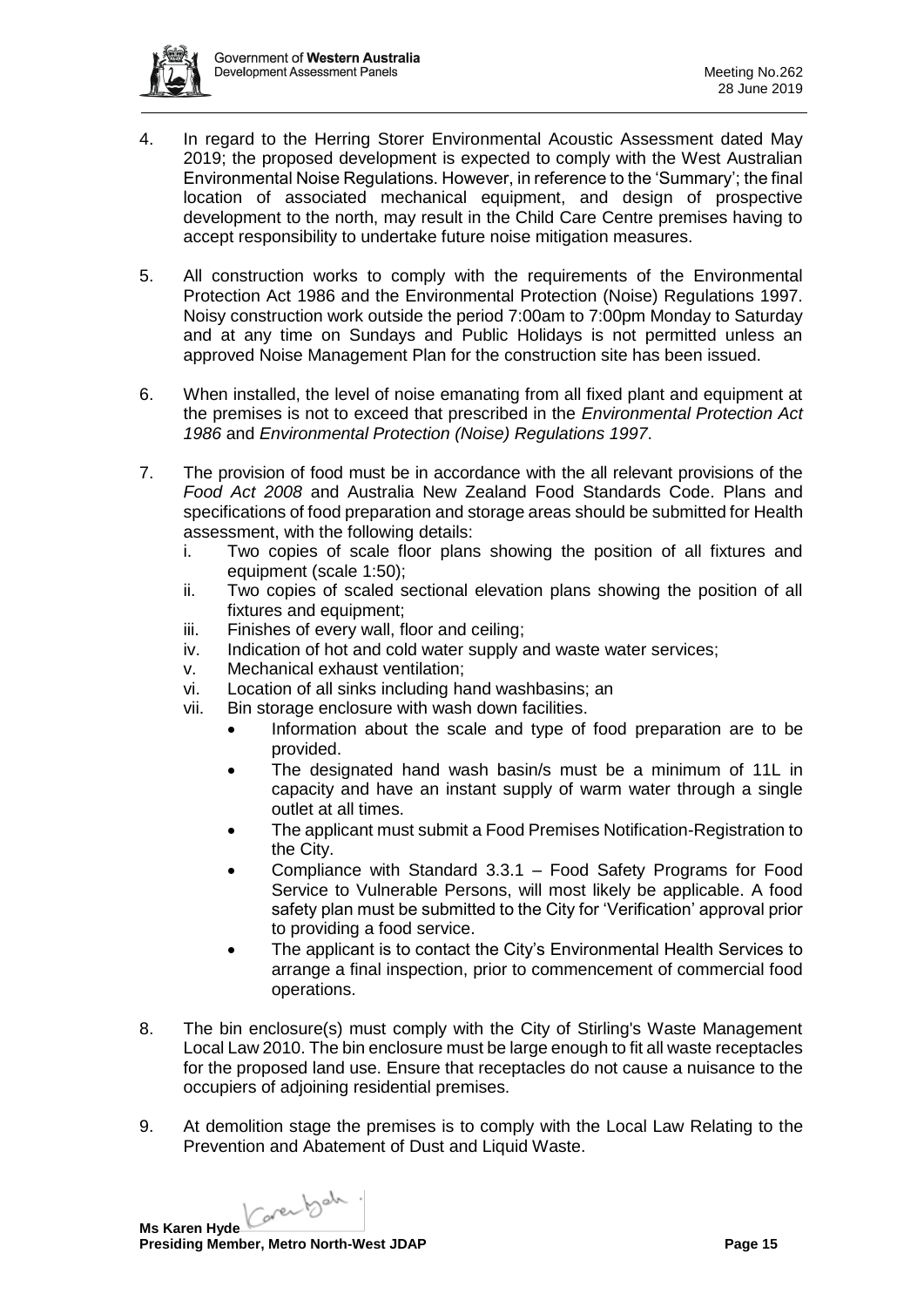4. In regard to the Herring Storer Environmental Acoustic Assessment dated May 2019; the proposed development is expected to comply with the West Australian Environmental Noise Regulations. However, in reference to the 'Summary'; the final location of associated mechanical equipment, and design of prospective development to the north, may result in the Child Care Centre premises having to accept responsibility to undertake future noise mitigation measures.

5. All construction works to comply with the requirements of the Environmental Protection Act 1986 and the Environmental Protection (Noise) Regulations 1997. Noisy construction work outside the period 7:00am to 7:00pm Monday to Saturday and at any time on Sundays and Public Holidays is not permitted unless an approved Noise Management Plan for the construction site has been issued.

6. When installed, the level of noise emanating from all fixed plant and equipment at the premises is not to exceed that prescribed in the *Environmental Protection Act 1986* and *Environmental Protection (Noise) Regulations 1997*.

7. The provision of food must be in accordance with the all relevant provisions of the *Food Act 2008* and Australia New Zealand Food Standards Code. Plans and specifications of food preparation and storage areas should be submitted for Health assessment, with the following details:
   i. Two copies of scale floor plans showing the position of all fixtures and equipment (scale 1:50);
   ii. Two copies of scaled sectional elevation plans showing the position of all fixtures and equipment;
   iii. Finishes of every wall, floor and ceiling;
   iv. Indication of hot and cold water supply and waste water services;
   v. Mechanical exhaust ventilation;
   vi. Location of all sinks including hand washbasins; an
   vii. Bin storage enclosure with wash down facilities.
      - Information about the scale and type of food preparation are to be provided.
      - The designated hand wash basin/s must be a minimum of 11L in capacity and have an instant supply of warm water through a single outlet at all times.
      - The applicant must submit a Food Premises Notification-Registration to the City.
      - Compliance with Standard 3.3.1 – Food Safety Programs for Food Service to Vulnerable Persons, will most likely be applicable. A food safety plan must be submitted to the City for 'Verification' approval prior to providing a food service.
      - The applicant is to contact the City's Environmental Health Services to arrange a final inspection, prior to commencement of commercial food operations.

8. The bin enclosure(s) must comply with the City of Stirling's Waste Management Local Law 2010. The bin enclosure must be large enough to fit all waste receptacles for the proposed land use. Ensure that receptacles do not cause a nuisance to the occupiers of adjoining residential premises.

9. At demolition stage the premises is to comply with the Local Law Relating to the Prevention and Abatement of Dust and Liquid Waste.

**Ms Karen Hyde**
**Presiding Member, Metro North-West JDAP**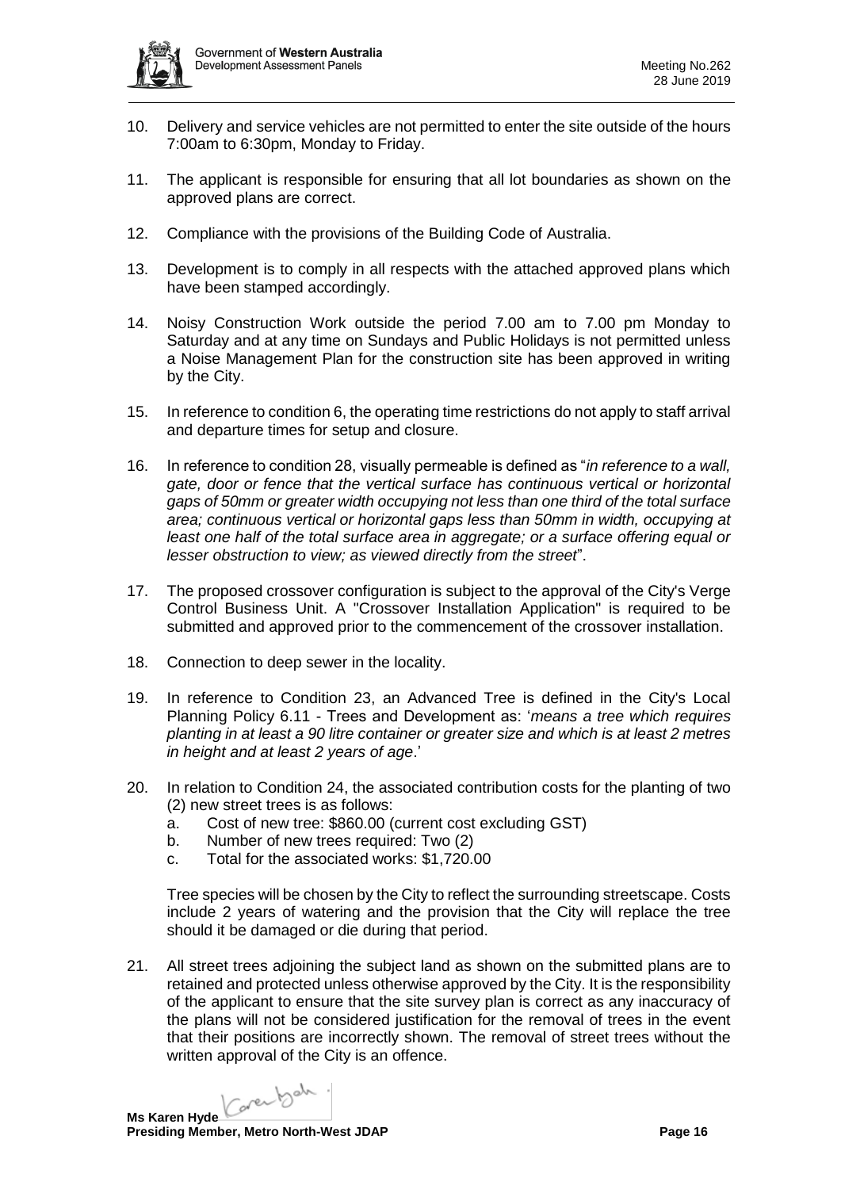10. Delivery and service vehicles are not permitted to enter the site outside of the hours 7:00am to 6:30pm, Monday to Friday.

11. The applicant is responsible for ensuring that all lot boundaries as shown on the approved plans are correct.

12. Compliance with the provisions of the Building Code of Australia.

13. Development is to comply in all respects with the attached approved plans which have been stamped accordingly.

14. Noisy Construction Work outside the period 7.00 am to 7.00 pm Monday to Saturday and at any time on Sundays and Public Holidays is not permitted unless a Noise Management Plan for the construction site has been approved in writing by the City.

15. In reference to condition 6, the operating time restrictions do not apply to staff arrival and departure times for setup and closure.

16. In reference to condition 28, visually permeable is defined as "*in reference to a wall, gate, door or fence that the vertical surface has continuous vertical or horizontal gaps of 50mm or greater width occupying not less than one third of the total surface area; continuous vertical or horizontal gaps less than 50mm in width, occupying at least one half of the total surface area in aggregate; or a surface offering equal or lesser obstruction to view; as viewed directly from the street*".

17. The proposed crossover configuration is subject to the approval of the City's Verge Control Business Unit. A "Crossover Installation Application" is required to be submitted and approved prior to the commencement of the crossover installation.

18. Connection to deep sewer in the locality.

19. In reference to Condition 23, an Advanced Tree is defined in the City's Local Planning Policy 6.11 - Trees and Development as: '*means a tree which requires planting in at least a 90 litre container or greater size and which is at least 2 metres in height and at least 2 years of age*.'

20. In relation to Condition 24, the associated contribution costs for the planting of two (2) new street trees is as follows:
    a. Cost of new tree: $860.00 (current cost excluding GST)
    b. Number of new trees required: Two (2)
    c. Total for the associated works: $1,720.00

    Tree species will be chosen by the City to reflect the surrounding streetscape. Costs include 2 years of watering and the provision that the City will replace the tree should it be damaged or die during that period.

21. All street trees adjoining the subject land as shown on the submitted plans are to retained and protected unless otherwise approved by the City. It is the responsibility of the applicant to ensure that the site survey plan is correct as any inaccuracy of the plans will not be considered justification for the removal of trees in the event that their positions are incorrectly shown. The removal of street trees without the written approval of the City is an offence.

**Ms Karen Hyde**
**Presiding Member, Metro North-West JDAP**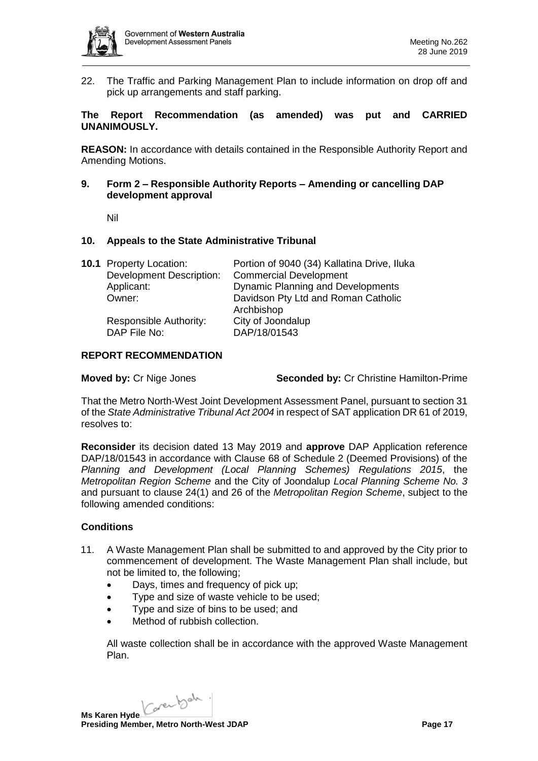22. The Traffic and Parking Management Plan to include information on drop off and pick up arrangements and staff parking.

**The Report Recommendation (as amended) was put and CARRIED UNANIMOUSLY.**

**REASON:** In accordance with details contained in the Responsible Authority Report and Amending Motions.

## 9. Form 2 – Responsible Authority Reports – Amending or cancelling DAP development approval

Nil

## 10. Appeals to the State Administrative Tribunal

| **10.1** Property Location: | Portion of 9040 (34) Kallatina Drive, Iluka |
|---|---|
| Development Description: | Commercial Development |
| Applicant: | Dynamic Planning and Developments |
| Owner: | Davidson Pty Ltd and Roman Catholic Archbishop |
| Responsible Authority: | City of Joondalup |
| DAP File No: | DAP/18/01543 |

### REPORT RECOMMENDATION

**Moved by:** Cr Nige Jones **Seconded by:** Cr Christine Hamilton-Prime

That the Metro North-West Joint Development Assessment Panel, pursuant to section 31 of the *State Administrative Tribunal Act 2004* in respect of SAT application DR 61 of 2019, resolves to:

**Reconsider** its decision dated 13 May 2019 and **approve** DAP Application reference DAP/18/01543 in accordance with Clause 68 of Schedule 2 (Deemed Provisions) of the *Planning and Development (Local Planning Schemes) Regulations 2015*, the *Metropolitan Region Scheme* and the City of Joondalup *Local Planning Scheme No. 3* and pursuant to clause 24(1) and 26 of the *Metropolitan Region Scheme*, subject to the following amended conditions:

### Conditions

11. A Waste Management Plan shall be submitted to and approved by the City prior to commencement of development. The Waste Management Plan shall include, but not be limited to, the following;
    - Days, times and frequency of pick up;
    - Type and size of waste vehicle to be used;
    - Type and size of bins to be used; and
    - Method of rubbish collection.

    All waste collection shall be in accordance with the approved Waste Management Plan.

**Ms Karen Hyde**
**Presiding Member, Metro North-West JDAP**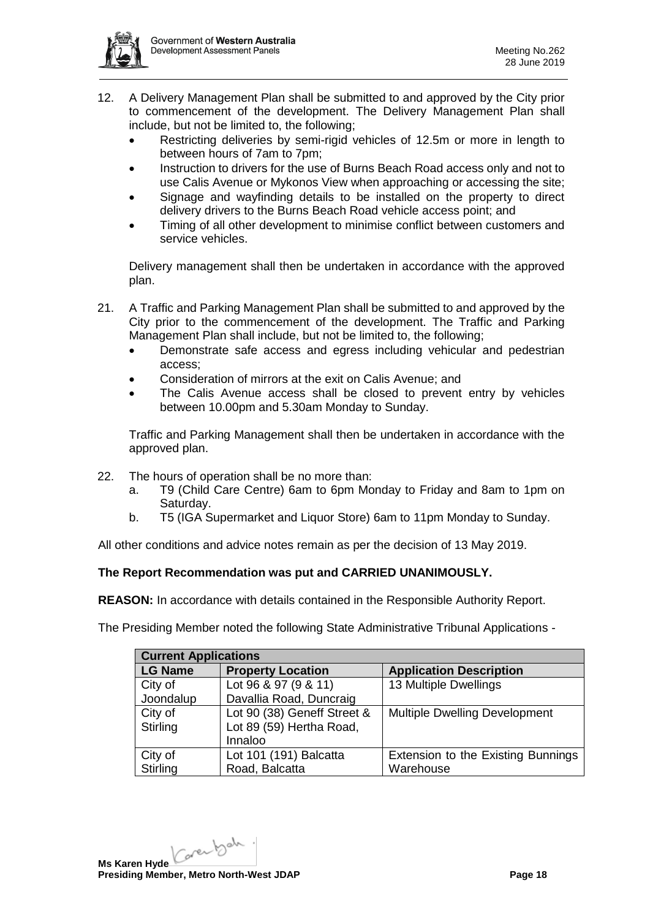12. A Delivery Management Plan shall be submitted to and approved by the City prior to commencement of the development. The Delivery Management Plan shall include, but not be limited to, the following;
    - Restricting deliveries by semi-rigid vehicles of 12.5m or more in length to between hours of 7am to 7pm;
    - Instruction to drivers for the use of Burns Beach Road access only and not to use Calis Avenue or Mykonos View when approaching or accessing the site;
    - Signage and wayfinding details to be installed on the property to direct delivery drivers to the Burns Beach Road vehicle access point; and
    - Timing of all other development to minimise conflict between customers and service vehicles.

    Delivery management shall then be undertaken in accordance with the approved plan.

21. A Traffic and Parking Management Plan shall be submitted to and approved by the City prior to the commencement of the development. The Traffic and Parking Management Plan shall include, but not be limited to, the following;
    - Demonstrate safe access and egress including vehicular and pedestrian access;
    - Consideration of mirrors at the exit on Calis Avenue; and
    - The Calis Avenue access shall be closed to prevent entry by vehicles between 10.00pm and 5.30am Monday to Sunday.

    Traffic and Parking Management shall then be undertaken in accordance with the approved plan.

22. The hours of operation shall be no more than:
    a. T9 (Child Care Centre) 6am to 6pm Monday to Friday and 8am to 1pm on Saturday.
    b. T5 (IGA Supermarket and Liquor Store) 6am to 11pm Monday to Sunday.

All other conditions and advice notes remain as per the decision of 13 May 2019.

**The Report Recommendation was put and CARRIED UNANIMOUSLY.**

**REASON:** In accordance with details contained in the Responsible Authority Report.

The Presiding Member noted the following State Administrative Tribunal Applications -

| **Current Applications** | | |
|---|---|---|
| **LG Name** | **Property Location** | **Application Description** |
| City of Joondalup | Lot 96 & 97 (9 & 11) Davallia Road, Duncraig | 13 Multiple Dwellings |
| City of Stirling | Lot 90 (38) Geneff Street & Lot 89 (59) Hertha Road, Innaloo | Multiple Dwelling Development |
| City of Stirling | Lot 101 (191) Balcatta Road, Balcatta | Extension to the Existing Bunnings Warehouse |

**Ms Karen Hyde**
**Presiding Member, Metro North-West JDAP**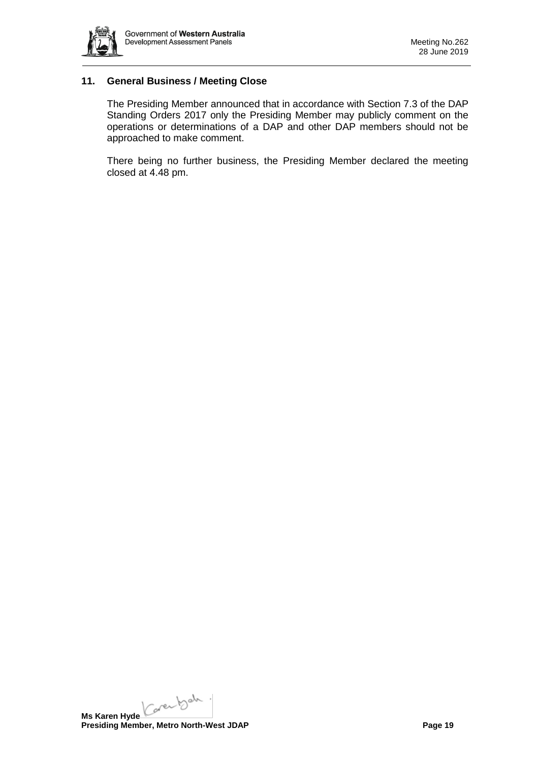## 11. General Business / Meeting Close

The Presiding Member announced that in accordance with Section 7.3 of the DAP Standing Orders 2017 only the Presiding Member may publicly comment on the operations or determinations of a DAP and other DAP members should not be approached to make comment.

There being no further business, the Presiding Member declared the meeting closed at 4.48 pm.

**Ms Karen Hyde**
**Presiding Member, Metro North-West JDAP**